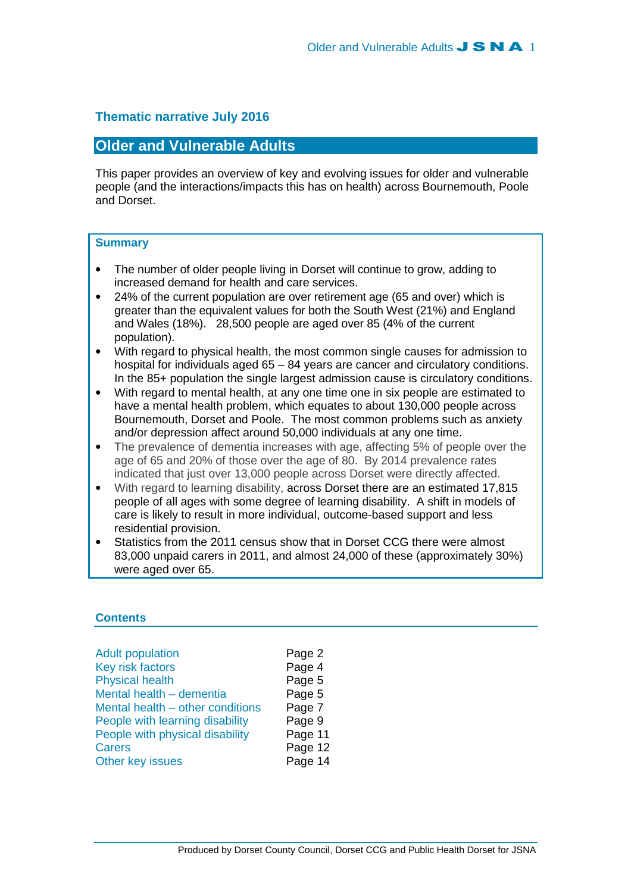**Thematic narrative July 2016**

# Older and Vulnerable Adults

This paper provides an overview of key and evolving issues for older and vulnerable people (and the interactions/impacts this has on health) across Bournemouth, Poole and Dorset.

## Summary

- The number of older people living in Dorset will continue to grow, adding to increased demand for health and care services.
- 24% of the current population are over retirement age (65 and over) which is greater than the equivalent values for both the South West (21%) and England and Wales (18%). 28,500 people are aged over 85 (4% of the current population).
- With regard to physical health, the most common single causes for admission to hospital for individuals aged 65 – 84 years are cancer and circulatory conditions. In the 85+ population the single largest admission cause is circulatory conditions.
- With regard to mental health, at any one time one in six people are estimated to have a mental health problem, which equates to about 130,000 people across Bournemouth, Dorset and Poole. The most common problems such as anxiety and/or depression affect around 50,000 individuals at any one time.
- The prevalence of dementia increases with age, affecting 5% of people over the age of 65 and 20% of those over the age of 80. By 2014 prevalence rates indicated that just over 13,000 people across Dorset were directly affected.
- With regard to learning disability, across Dorset there are an estimated 17,815 people of all ages with some degree of learning disability. A shift in models of care is likely to result in more individual, outcome-based support and less residential provision.
- Statistics from the 2011 census show that in Dorset CCG there were almost 83,000 unpaid carers in 2011, and almost 24,000 of these (approximately 30%) were aged over 65.

## Contents

| | |
|---|---|
| Adult population | Page 2 |
| Key risk factors | Page 4 |
| Physical health | Page 5 |
| Mental health – dementia | Page 5 |
| Mental health – other conditions | Page 7 |
| People with learning disability | Page 9 |
| People with physical disability | Page 11 |
| Carers | Page 12 |
| Other key issues | Page 14 |

Produced by Dorset County Council, Dorset CCG and Public Health Dorset for JSNA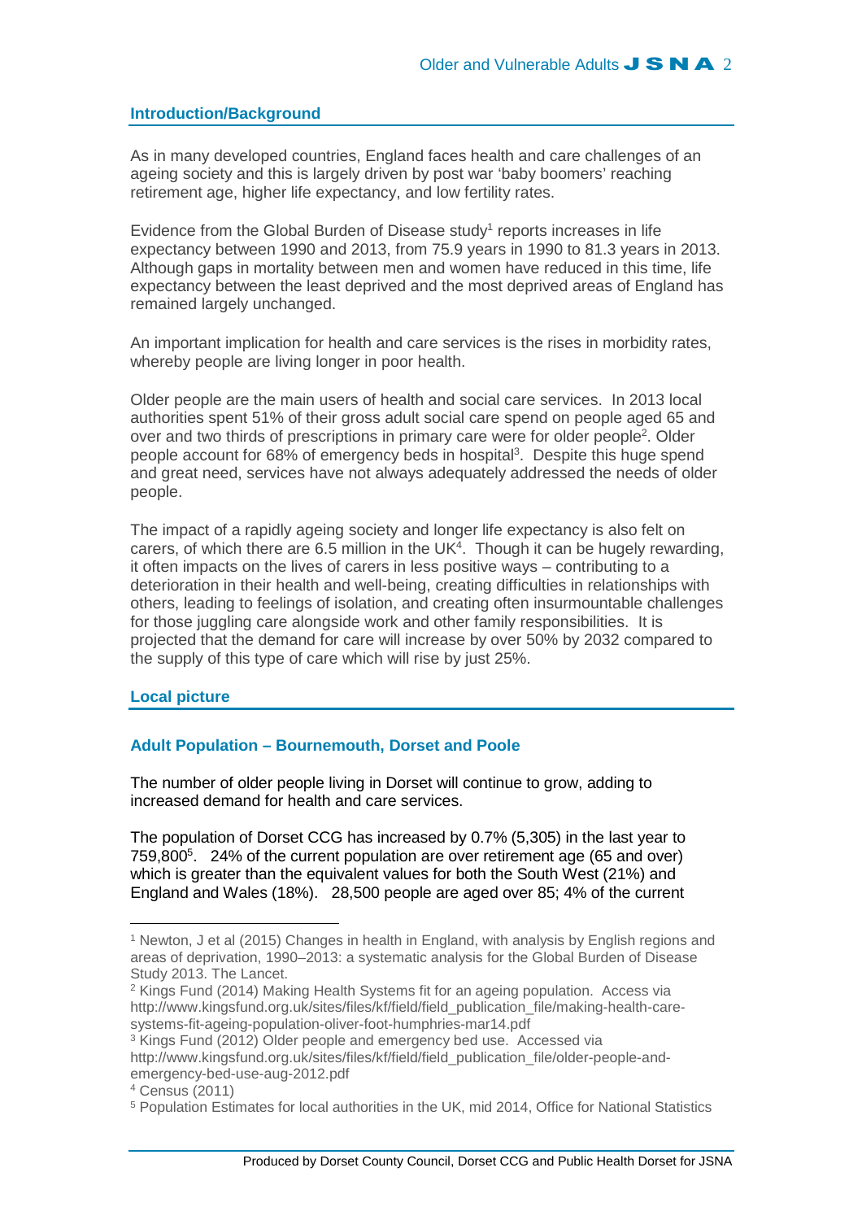## Introduction/Background

As in many developed countries, England faces health and care challenges of an ageing society and this is largely driven by post war 'baby boomers' reaching retirement age, higher life expectancy, and low fertility rates.

Evidence from the Global Burden of Disease study[1] reports increases in life expectancy between 1990 and 2013, from 75.9 years in 1990 to 81.3 years in 2013. Although gaps in mortality between men and women have reduced in this time, life expectancy between the least deprived and the most deprived areas of England has remained largely unchanged.

An important implication for health and care services is the rises in morbidity rates, whereby people are living longer in poor health.

Older people are the main users of health and social care services. In 2013 local authorities spent 51% of their gross adult social care spend on people aged 65 and over and two thirds of prescriptions in primary care were for older people[2]. Older people account for 68% of emergency beds in hospital[3]. Despite this huge spend and great need, services have not always adequately addressed the needs of older people.

The impact of a rapidly ageing society and longer life expectancy is also felt on carers, of which there are 6.5 million in the UK[4]. Though it can be hugely rewarding, it often impacts on the lives of carers in less positive ways – contributing to a deterioration in their health and well-being, creating difficulties in relationships with others, leading to feelings of isolation, and creating often insurmountable challenges for those juggling care alongside work and other family responsibilities. It is projected that the demand for care will increase by over 50% by 2032 compared to the supply of this type of care which will rise by just 25%.

## Local picture

### Adult Population – Bournemouth, Dorset and Poole

The number of older people living in Dorset will continue to grow, adding to increased demand for health and care services.

The population of Dorset CCG has increased by 0.7% (5,305) in the last year to 759,800[5]. 24% of the current population are over retirement age (65 and over) which is greater than the equivalent values for both the South West (21%) and England and Wales (18%). 28,500 people are aged over 85; 4% of the current

---

[1] Newton, J et al (2015) Changes in health in England, with analysis by English regions and areas of deprivation, 1990–2013: a systematic analysis for the Global Burden of Disease Study 2013. The Lancet.

[2] Kings Fund (2014) Making Health Systems fit for an ageing population. Access via http://www.kingsfund.org.uk/sites/files/kf/field/field_publication_file/making-health-care-systems-fit-ageing-population-oliver-foot-humphries-mar14.pdf

[3] Kings Fund (2012) Older people and emergency bed use. Accessed via http://www.kingsfund.org.uk/sites/files/kf/field/field_publication_file/older-people-and-emergency-bed-use-aug-2012.pdf

[4] Census (2011)

[5] Population Estimates for local authorities in the UK, mid 2014, Office for National Statistics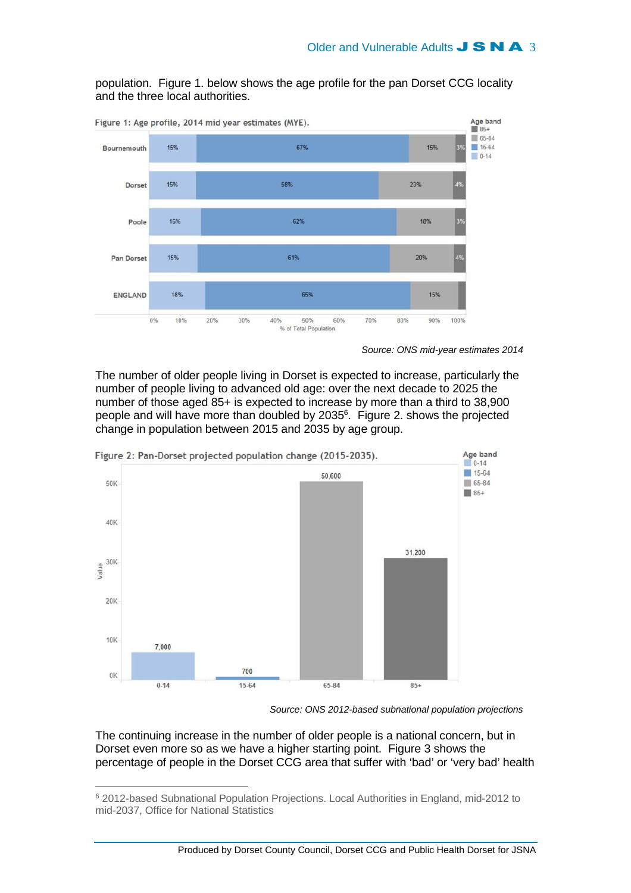population. Figure 1. below shows the age profile for the pan Dorset CCG locality and the three local authorities.

Figure 1: Age profile, 2014 mid year estimates (MYE).

| | 0-14 | 15-64 | 65-84 | 85+ |
|---|---|---|---|---|
| Bournemouth | 15% | 67% | 15% | 3% |
| Dorset | 15% | 58% | 23% | 4% |
| Poole | 16% | 62% | 18% | 3% |
| Pan Dorset | 15% | 61% | 20% | 4% |
| ENGLAND | 18% | 65% | 15% | |

*Source: ONS mid-year estimates 2014*

The number of older people living in Dorset is expected to increase, particularly the number of people living to advanced old age: over the next decade to 2025 the number of those aged 85+ is expected to increase by more than a third to 38,900 people and will have more than doubled by 2035[6]. Figure 2. shows the projected change in population between 2015 and 2035 by age group.

Figure 2: Pan-Dorset projected population change (2015-2035).

| Age band | Value |
|---|---|
| 0-14 | 7,000 |
| 15-64 | 700 |
| 65-84 | 50,600 |
| 85+ | 31,200 |

*Source: ONS 2012-based subnational population projections*

The continuing increase in the number of older people is a national concern, but in Dorset even more so as we have a higher starting point. Figure 3 shows the percentage of people in the Dorset CCG area that suffer with 'bad' or 'very bad' health

[6] 2012-based Subnational Population Projections. Local Authorities in England, mid-2012 to mid-2037, Office for National Statistics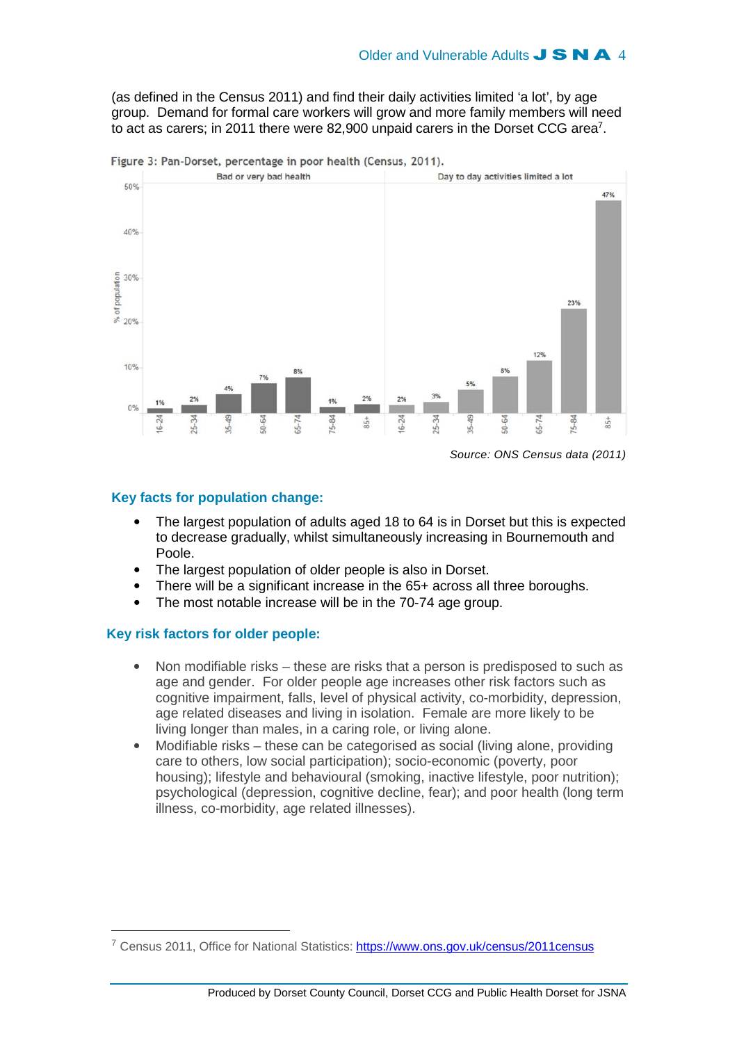(as defined in the Census 2011) and find their daily activities limited ‘a lot’, by age group. Demand for formal care workers will grow and more family members will need to act as carers; in 2011 there were 82,900 unpaid carers in the Dorset CCG area[7].

Figure 3: Pan-Dorset, percentage in poor health (Census, 2011).

| Age group | Bad or very bad health | Day to day activities limited a lot |
|---|---|---|
| 16-24 | 1% | 2% |
| 25-34 | 2% | 3% |
| 35-49 | 4% | 5% |
| 50-64 | 7% | 8% |
| 65-74 | 8% | 12% |
| 75-84 | 1% | 23% |
| 85+ | 2% | 47% |

*Source: ONS Census data (2011)*

### Key facts for population change:

- The largest population of adults aged 18 to 64 is in Dorset but this is expected to decrease gradually, whilst simultaneously increasing in Bournemouth and Poole.
- The largest population of older people is also in Dorset.
- There will be a significant increase in the 65+ across all three boroughs.
- The most notable increase will be in the 70-74 age group.

### Key risk factors for older people:

- Non modifiable risks – these are risks that a person is predisposed to such as age and gender. For older people age increases other risk factors such as cognitive impairment, falls, level of physical activity, co-morbidity, depression, age related diseases and living in isolation. Female are more likely to be living longer than males, in a caring role, or living alone.
- Modifiable risks – these can be categorised as social (living alone, providing care to others, low social participation); socio-economic (poverty, poor housing); lifestyle and behavioural (smoking, inactive lifestyle, poor nutrition); psychological (depression, cognitive decline, fear); and poor health (long term illness, co-morbidity, age related illnesses).

[7] Census 2011, Office for National Statistics: https://www.ons.gov.uk/census/2011census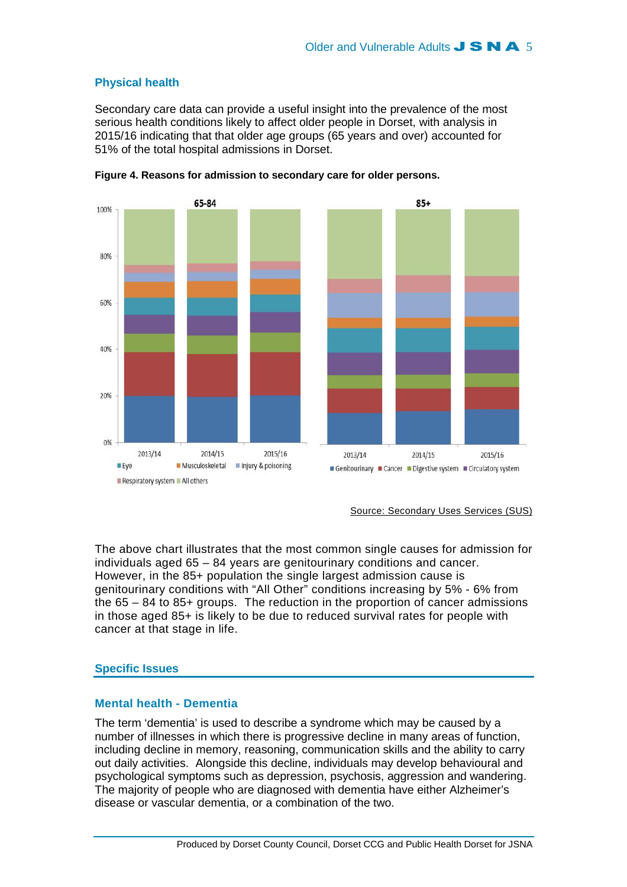## Physical health

Secondary care data can provide a useful insight into the prevalence of the most serious health conditions likely to affect older people in Dorset, with analysis in 2015/16 indicating that that older age groups (65 years and over) accounted for 51% of the total hospital admissions in Dorset.

**Figure 4. Reasons for admission to secondary care for older persons.**

Source: Secondary Uses Services (SUS)

The above chart illustrates that the most common single causes for admission for individuals aged 65 – 84 years are genitourinary conditions and cancer. However, in the 85+ population the single largest admission cause is genitourinary conditions with "All Other" conditions increasing by 5% - 6% from the 65 – 84 to 85+ groups. The reduction in the proportion of cancer admissions in those aged 85+ is likely to be due to reduced survival rates for people with cancer at that stage in life.

## Specific Issues

### Mental health - Dementia

The term 'dementia' is used to describe a syndrome which may be caused by a number of illnesses in which there is progressive decline in many areas of function, including decline in memory, reasoning, communication skills and the ability to carry out daily activities. Alongside this decline, individuals may develop behavioural and psychological symptoms such as depression, psychosis, aggression and wandering. The majority of people who are diagnosed with dementia have either Alzheimer's disease or vascular dementia, or a combination of the two.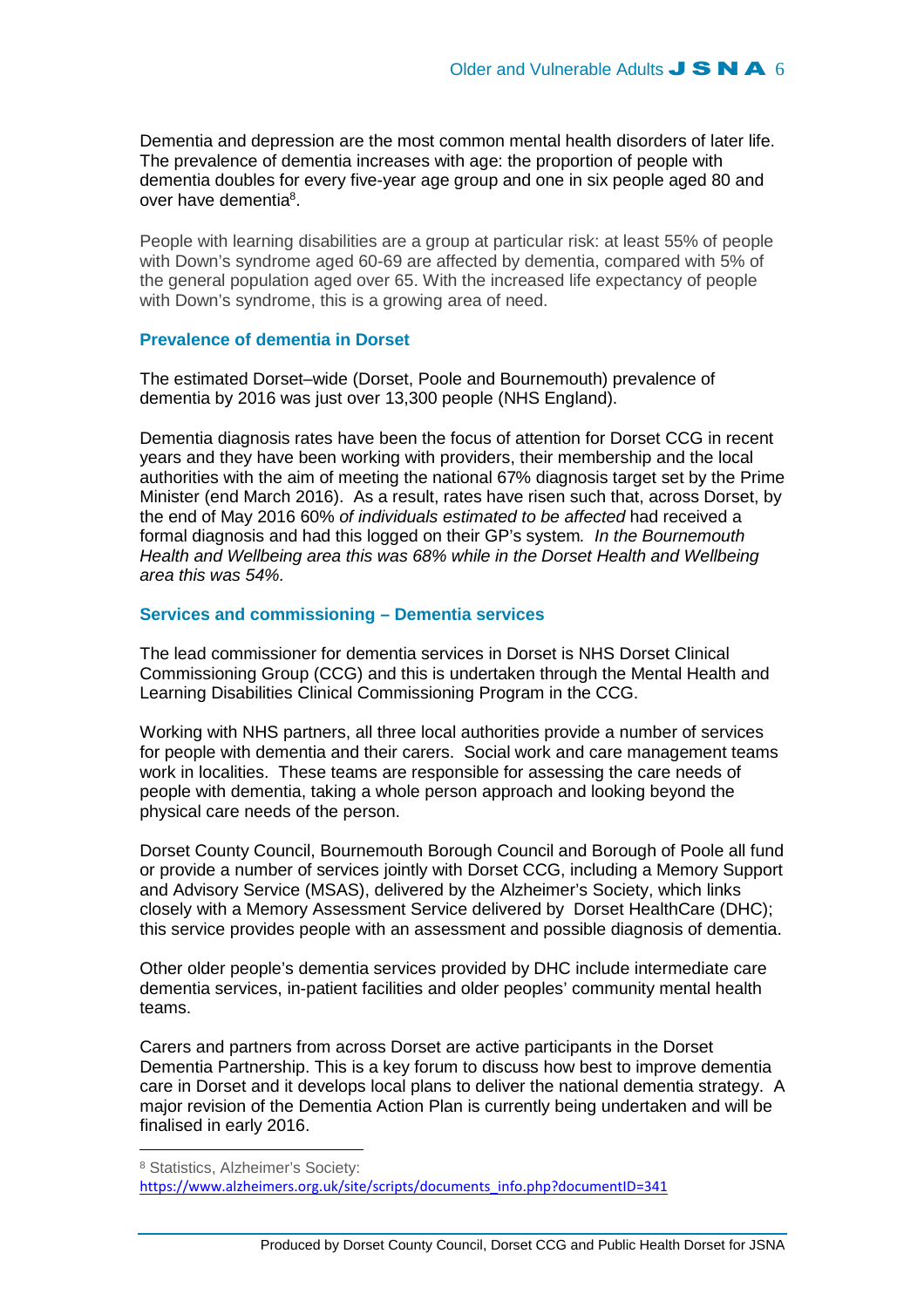Dementia and depression are the most common mental health disorders of later life. The prevalence of dementia increases with age: the proportion of people with dementia doubles for every five-year age group and one in six people aged 80 and over have dementia[8].

People with learning disabilities are a group at particular risk: at least 55% of people with Down's syndrome aged 60-69 are affected by dementia, compared with 5% of the general population aged over 65. With the increased life expectancy of people with Down's syndrome, this is a growing area of need.

### Prevalence of dementia in Dorset

The estimated Dorset–wide (Dorset, Poole and Bournemouth) prevalence of dementia by 2016 was just over 13,300 people (NHS England).

Dementia diagnosis rates have been the focus of attention for Dorset CCG in recent years and they have been working with providers, their membership and the local authorities with the aim of meeting the national 67% diagnosis target set by the Prime Minister (end March 2016). As a result, rates have risen such that, across Dorset, by the end of May 2016 60% *of individuals estimated to be affected* had received a formal diagnosis and had this logged on their GP's system. *In the Bournemouth Health and Wellbeing area this was 68% while in the Dorset Health and Wellbeing area this was 54%.*

### Services and commissioning – Dementia services

The lead commissioner for dementia services in Dorset is NHS Dorset Clinical Commissioning Group (CCG) and this is undertaken through the Mental Health and Learning Disabilities Clinical Commissioning Program in the CCG.

Working with NHS partners, all three local authorities provide a number of services for people with dementia and their carers. Social work and care management teams work in localities. These teams are responsible for assessing the care needs of people with dementia, taking a whole person approach and looking beyond the physical care needs of the person.

Dorset County Council, Bournemouth Borough Council and Borough of Poole all fund or provide a number of services jointly with Dorset CCG, including a Memory Support and Advisory Service (MSAS), delivered by the Alzheimer's Society, which links closely with a Memory Assessment Service delivered by Dorset HealthCare (DHC); this service provides people with an assessment and possible diagnosis of dementia.

Other older people's dementia services provided by DHC include intermediate care dementia services, in-patient facilities and older peoples' community mental health teams.

Carers and partners from across Dorset are active participants in the Dorset Dementia Partnership. This is a key forum to discuss how best to improve dementia care in Dorset and it develops local plans to deliver the national dementia strategy. A major revision of the Dementia Action Plan is currently being undertaken and will be finalised in early 2016.

---

[8] Statistics, Alzheimer's Society: https://www.alzheimers.org.uk/site/scripts/documents_info.php?documentID=341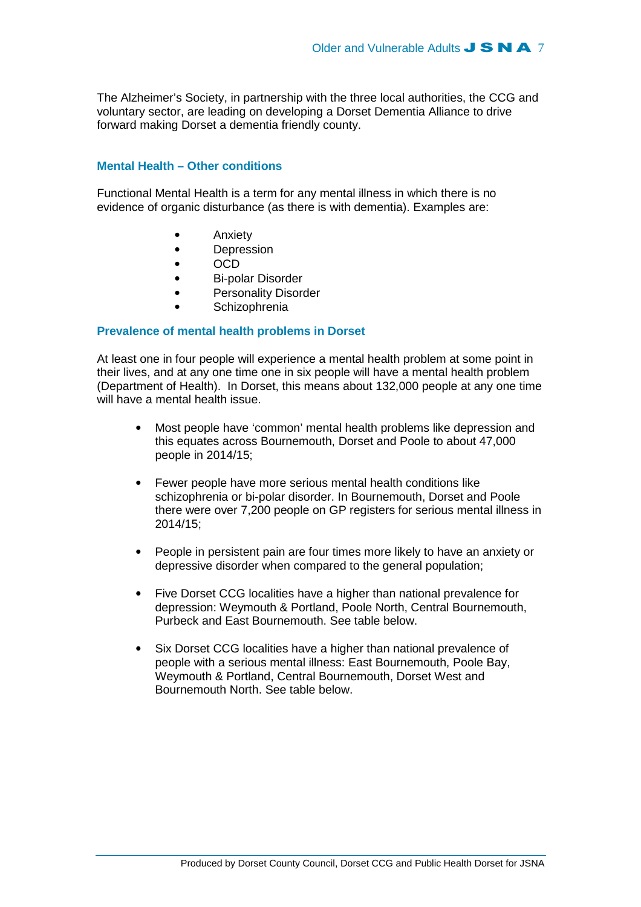The Alzheimer's Society, in partnership with the three local authorities, the CCG and voluntary sector, are leading on developing a Dorset Dementia Alliance to drive forward making Dorset a dementia friendly county.

### Mental Health – Other conditions

Functional Mental Health is a term for any mental illness in which there is no evidence of organic disturbance (as there is with dementia). Examples are:

- Anxiety
- Depression
- OCD
- Bi-polar Disorder
- Personality Disorder
- Schizophrenia

### Prevalence of mental health problems in Dorset

At least one in four people will experience a mental health problem at some point in their lives, and at any one time one in six people will have a mental health problem (Department of Health). In Dorset, this means about 132,000 people at any one time will have a mental health issue.

- Most people have 'common' mental health problems like depression and this equates across Bournemouth, Dorset and Poole to about 47,000 people in 2014/15;

- Fewer people have more serious mental health conditions like schizophrenia or bi-polar disorder. In Bournemouth, Dorset and Poole there were over 7,200 people on GP registers for serious mental illness in 2014/15;

- People in persistent pain are four times more likely to have an anxiety or depressive disorder when compared to the general population;

- Five Dorset CCG localities have a higher than national prevalence for depression: Weymouth & Portland, Poole North, Central Bournemouth, Purbeck and East Bournemouth. See table below.

- Six Dorset CCG localities have a higher than national prevalence of people with a serious mental illness: East Bournemouth, Poole Bay, Weymouth & Portland, Central Bournemouth, Dorset West and Bournemouth North. See table below.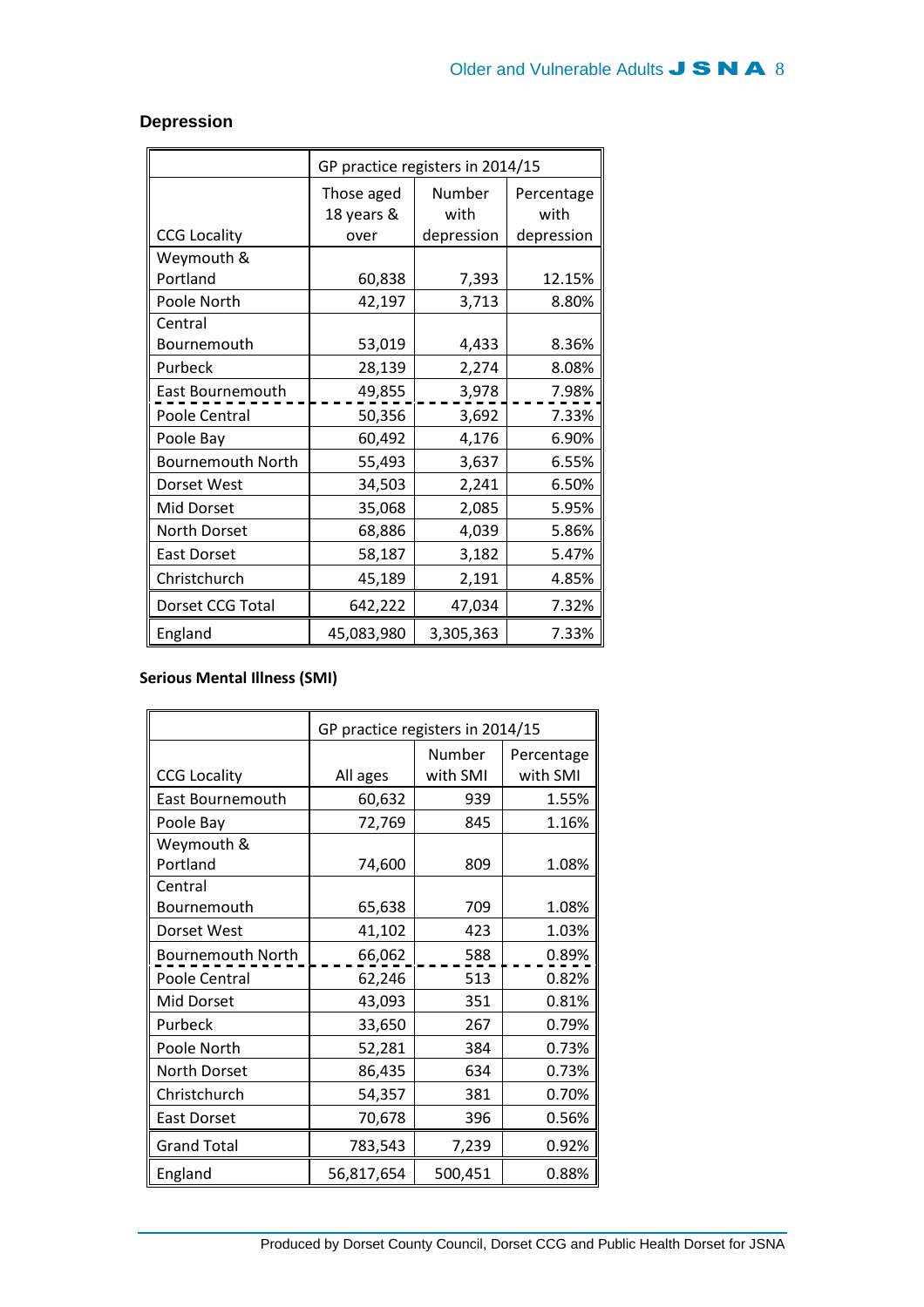## Depression

| CCG Locality | GP practice registers in 2014/15 | | |
|---|---|---|---|
| | Those aged 18 years & over | Number with depression | Percentage with depression |
| Weymouth & Portland | 60,838 | 7,393 | 12.15% |
| Poole North | 42,197 | 3,713 | 8.80% |
| Central Bournemouth | 53,019 | 4,433 | 8.36% |
| Purbeck | 28,139 | 2,274 | 8.08% |
| East Bournemouth | 49,855 | 3,978 | 7.98% |
| Poole Central | 50,356 | 3,692 | 7.33% |
| Poole Bay | 60,492 | 4,176 | 6.90% |
| Bournemouth North | 55,493 | 3,637 | 6.55% |
| Dorset West | 34,503 | 2,241 | 6.50% |
| Mid Dorset | 35,068 | 2,085 | 5.95% |
| North Dorset | 68,886 | 4,039 | 5.86% |
| East Dorset | 58,187 | 3,182 | 5.47% |
| Christchurch | 45,189 | 2,191 | 4.85% |
| Dorset CCG Total | 642,222 | 47,034 | 7.32% |
| England | 45,083,980 | 3,305,363 | 7.33% |

**Serious Mental Illness (SMI)**

| CCG Locality | GP practice registers in 2014/15 | | |
|---|---|---|---|
| | All ages | Number with SMI | Percentage with SMI |
| East Bournemouth | 60,632 | 939 | 1.55% |
| Poole Bay | 72,769 | 845 | 1.16% |
| Weymouth & Portland | 74,600 | 809 | 1.08% |
| Central Bournemouth | 65,638 | 709 | 1.08% |
| Dorset West | 41,102 | 423 | 1.03% |
| Bournemouth North | 66,062 | 588 | 0.89% |
| Poole Central | 62,246 | 513 | 0.82% |
| Mid Dorset | 43,093 | 351 | 0.81% |
| Purbeck | 33,650 | 267 | 0.79% |
| Poole North | 52,281 | 384 | 0.73% |
| North Dorset | 86,435 | 634 | 0.73% |
| Christchurch | 54,357 | 381 | 0.70% |
| East Dorset | 70,678 | 396 | 0.56% |
| Grand Total | 783,543 | 7,239 | 0.92% |
| England | 56,817,654 | 500,451 | 0.88% |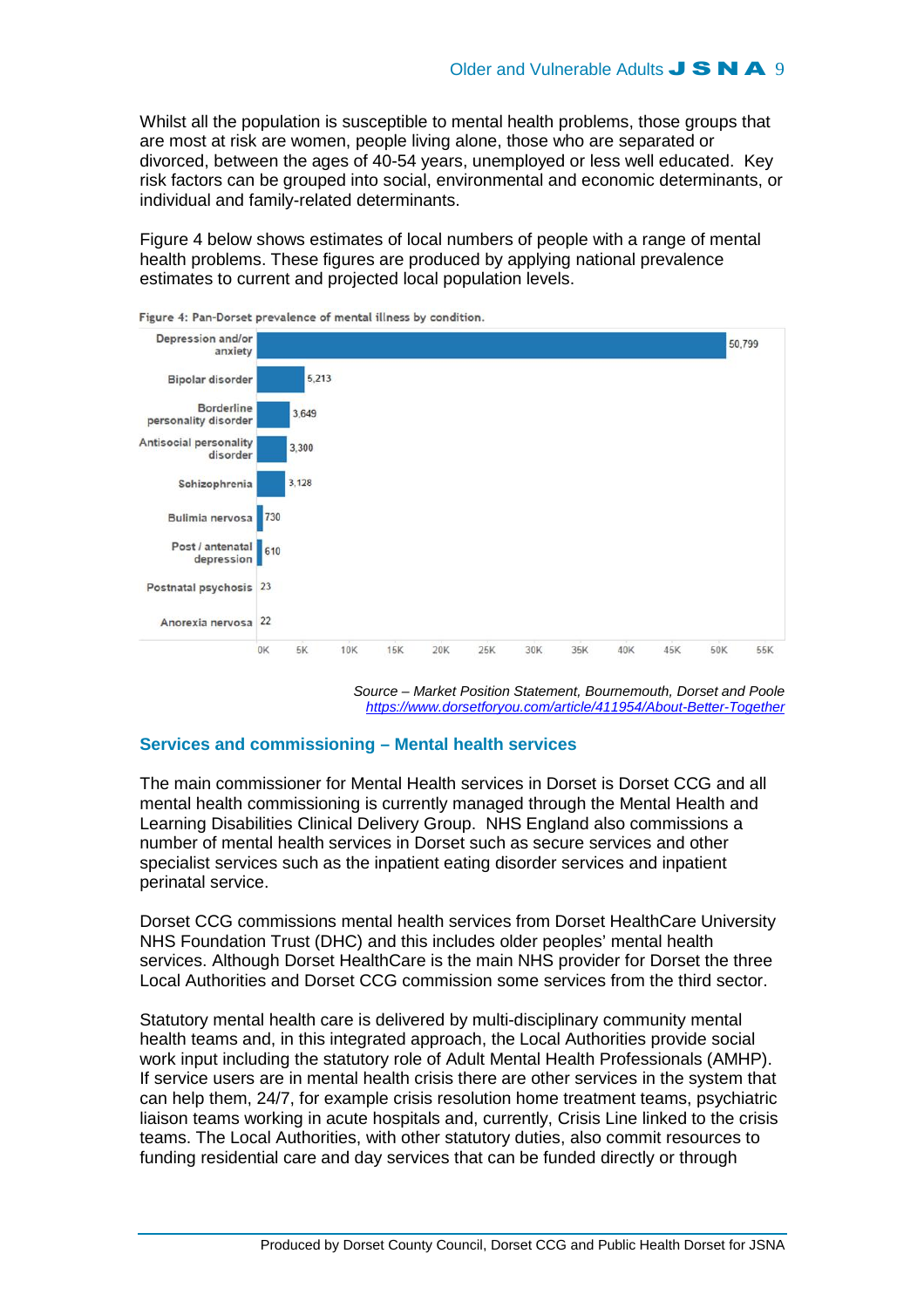Whilst all the population is susceptible to mental health problems, those groups that are most at risk are women, people living alone, those who are separated or divorced, between the ages of 40-54 years, unemployed or less well educated. Key risk factors can be grouped into social, environmental and economic determinants, or individual and family-related determinants.

Figure 4 below shows estimates of local numbers of people with a range of mental health problems. These figures are produced by applying national prevalence estimates to current and projected local population levels.

Figure 4: Pan-Dorset prevalence of mental illness by condition.

| Condition | Number |
| --- | --- |
| Depression and/or anxiety | 50,799 |
| Bipolar disorder | 5,213 |
| Borderline personality disorder | 3,649 |
| Antisocial personality disorder | 3,300 |
| Schizophrenia | 3,128 |
| Bulimia nervosa | 730 |
| Post / antenatal depression | 610 |
| Postnatal psychosis | 23 |
| Anorexia nervosa | 22 |

*Source – Market Position Statement, Bournemouth, Dorset and Poole*
*https://www.dorsetforyou.com/article/411954/About-Better-Together*

## Services and commissioning – Mental health services

The main commissioner for Mental Health services in Dorset is Dorset CCG and all mental health commissioning is currently managed through the Mental Health and Learning Disabilities Clinical Delivery Group. NHS England also commissions a number of mental health services in Dorset such as secure services and other specialist services such as the inpatient eating disorder services and inpatient perinatal service.

Dorset CCG commissions mental health services from Dorset HealthCare University NHS Foundation Trust (DHC) and this includes older peoples' mental health services. Although Dorset HealthCare is the main NHS provider for Dorset the three Local Authorities and Dorset CCG commission some services from the third sector.

Statutory mental health care is delivered by multi-disciplinary community mental health teams and, in this integrated approach, the Local Authorities provide social work input including the statutory role of Adult Mental Health Professionals (AMHP). If service users are in mental health crisis there are other services in the system that can help them, 24/7, for example crisis resolution home treatment teams, psychiatric liaison teams working in acute hospitals and, currently, Crisis Line linked to the crisis teams. The Local Authorities, with other statutory duties, also commit resources to funding residential care and day services that can be funded directly or through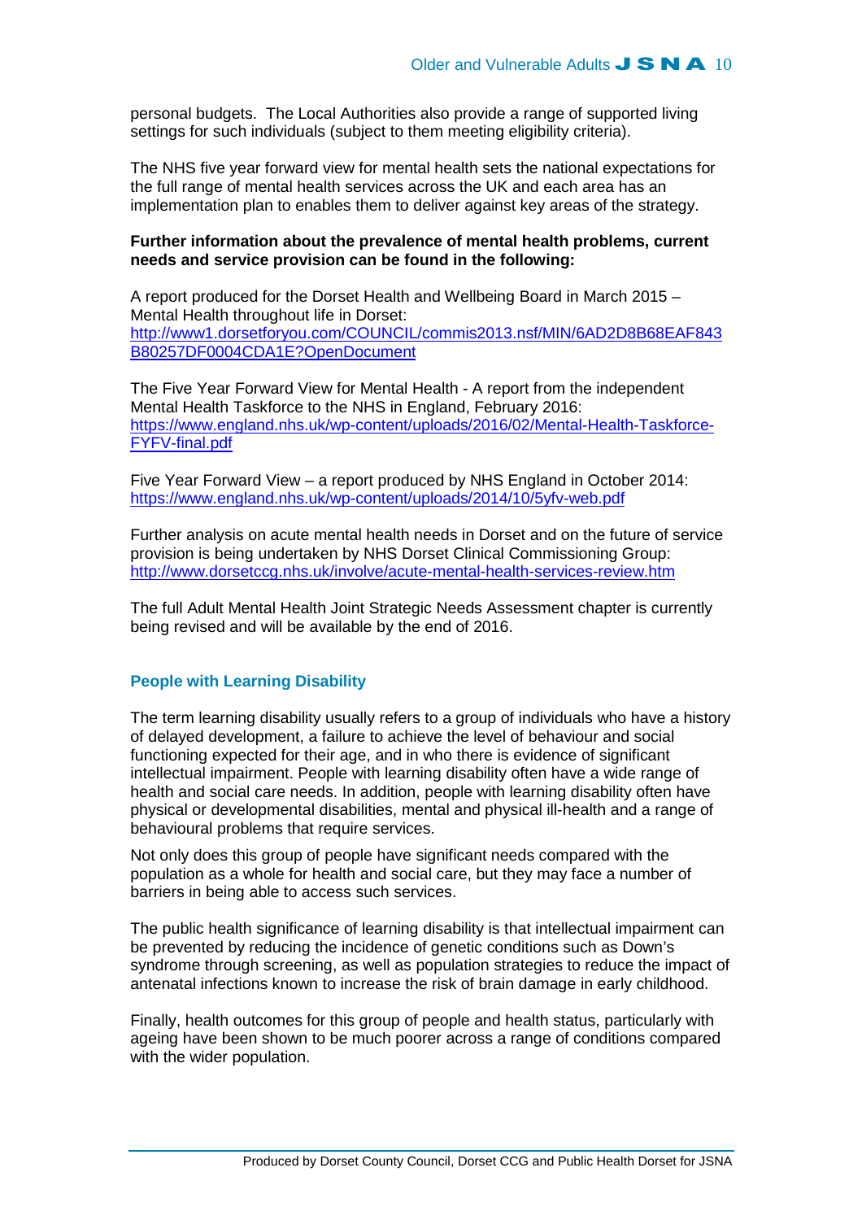personal budgets. The Local Authorities also provide a range of supported living settings for such individuals (subject to them meeting eligibility criteria).

The NHS five year forward view for mental health sets the national expectations for the full range of mental health services across the UK and each area has an implementation plan to enables them to deliver against key areas of the strategy.

**Further information about the prevalence of mental health problems, current needs and service provision can be found in the following:**

A report produced for the Dorset Health and Wellbeing Board in March 2015 – Mental Health throughout life in Dorset:
http://www1.dorsetforyou.com/COUNCIL/commis2013.nsf/MIN/6AD2D8B68EAF843B80257DF0004CDA1E?OpenDocument

The Five Year Forward View for Mental Health - A report from the independent Mental Health Taskforce to the NHS in England, February 2016:
https://www.england.nhs.uk/wp-content/uploads/2016/02/Mental-Health-Taskforce-FYFV-final.pdf

Five Year Forward View – a report produced by NHS England in October 2014:
https://www.england.nhs.uk/wp-content/uploads/2014/10/5yfv-web.pdf

Further analysis on acute mental health needs in Dorset and on the future of service provision is being undertaken by NHS Dorset Clinical Commissioning Group:
http://www.dorsetccg.nhs.uk/involve/acute-mental-health-services-review.htm

The full Adult Mental Health Joint Strategic Needs Assessment chapter is currently being revised and will be available by the end of 2016.

## People with Learning Disability

The term learning disability usually refers to a group of individuals who have a history of delayed development, a failure to achieve the level of behaviour and social functioning expected for their age, and in who there is evidence of significant intellectual impairment. People with learning disability often have a wide range of health and social care needs. In addition, people with learning disability often have physical or developmental disabilities, mental and physical ill-health and a range of behavioural problems that require services.

Not only does this group of people have significant needs compared with the population as a whole for health and social care, but they may face a number of barriers in being able to access such services.

The public health significance of learning disability is that intellectual impairment can be prevented by reducing the incidence of genetic conditions such as Down's syndrome through screening, as well as population strategies to reduce the impact of antenatal infections known to increase the risk of brain damage in early childhood.

Finally, health outcomes for this group of people and health status, particularly with ageing have been shown to be much poorer across a range of conditions compared with the wider population.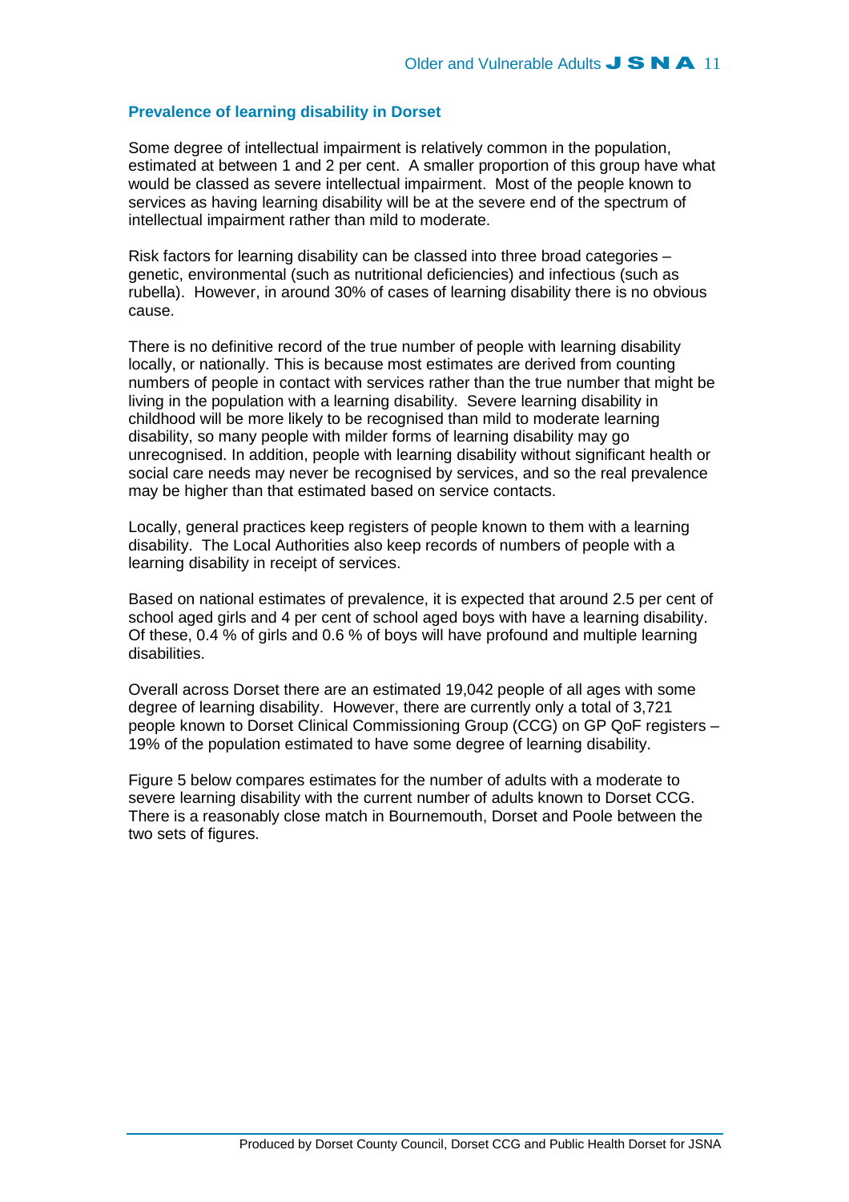## Prevalence of learning disability in Dorset

Some degree of intellectual impairment is relatively common in the population, estimated at between 1 and 2 per cent. A smaller proportion of this group have what would be classed as severe intellectual impairment. Most of the people known to services as having learning disability will be at the severe end of the spectrum of intellectual impairment rather than mild to moderate.

Risk factors for learning disability can be classed into three broad categories – genetic, environmental (such as nutritional deficiencies) and infectious (such as rubella). However, in around 30% of cases of learning disability there is no obvious cause.

There is no definitive record of the true number of people with learning disability locally, or nationally. This is because most estimates are derived from counting numbers of people in contact with services rather than the true number that might be living in the population with a learning disability. Severe learning disability in childhood will be more likely to be recognised than mild to moderate learning disability, so many people with milder forms of learning disability may go unrecognised. In addition, people with learning disability without significant health or social care needs may never be recognised by services, and so the real prevalence may be higher than that estimated based on service contacts.

Locally, general practices keep registers of people known to them with a learning disability. The Local Authorities also keep records of numbers of people with a learning disability in receipt of services.

Based on national estimates of prevalence, it is expected that around 2.5 per cent of school aged girls and 4 per cent of school aged boys with have a learning disability. Of these, 0.4 % of girls and 0.6 % of boys will have profound and multiple learning disabilities.

Overall across Dorset there are an estimated 19,042 people of all ages with some degree of learning disability. However, there are currently only a total of 3,721 people known to Dorset Clinical Commissioning Group (CCG) on GP QoF registers – 19% of the population estimated to have some degree of learning disability.

Figure 5 below compares estimates for the number of adults with a moderate to severe learning disability with the current number of adults known to Dorset CCG. There is a reasonably close match in Bournemouth, Dorset and Poole between the two sets of figures.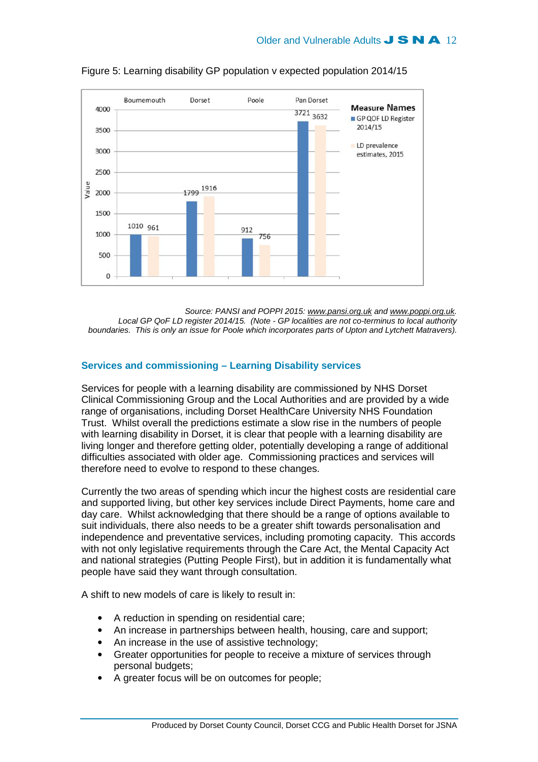Figure 5: Learning disability GP population v expected population 2014/15

| | Bournemouth | Dorset | Poole | Pan Dorset |
|---|---|---|---|---|
| GP QOF LD Register 2014/15 | 1010 | 1799 | 912 | 3721 |
| LD prevalence estimates, 2015 | 961 | 1916 | 756 | 3632 |

*Source: PANSI and POPPI 2015: www.pansi.org.uk and www.poppi.org.uk. Local GP QoF LD register 2014/15. (Note - GP localities are not co-terminus to local authority boundaries. This is only an issue for Poole which incorporates parts of Upton and Lytchett Matravers).*

## Services and commissioning – Learning Disability services

Services for people with a learning disability are commissioned by NHS Dorset Clinical Commissioning Group and the Local Authorities and are provided by a wide range of organisations, including Dorset HealthCare University NHS Foundation Trust. Whilst overall the predictions estimate a slow rise in the numbers of people with learning disability in Dorset, it is clear that people with a learning disability are living longer and therefore getting older, potentially developing a range of additional difficulties associated with older age. Commissioning practices and services will therefore need to evolve to respond to these changes.

Currently the two areas of spending which incur the highest costs are residential care and supported living, but other key services include Direct Payments, home care and day care. Whilst acknowledging that there should be a range of options available to suit individuals, there also needs to be a greater shift towards personalisation and independence and preventative services, including promoting capacity. This accords with not only legislative requirements through the Care Act, the Mental Capacity Act and national strategies (Putting People First), but in addition it is fundamentally what people have said they want through consultation.

A shift to new models of care is likely to result in:

- A reduction in spending on residential care;
- An increase in partnerships between health, housing, care and support;
- An increase in the use of assistive technology;
- Greater opportunities for people to receive a mixture of services through personal budgets;
- A greater focus will be on outcomes for people;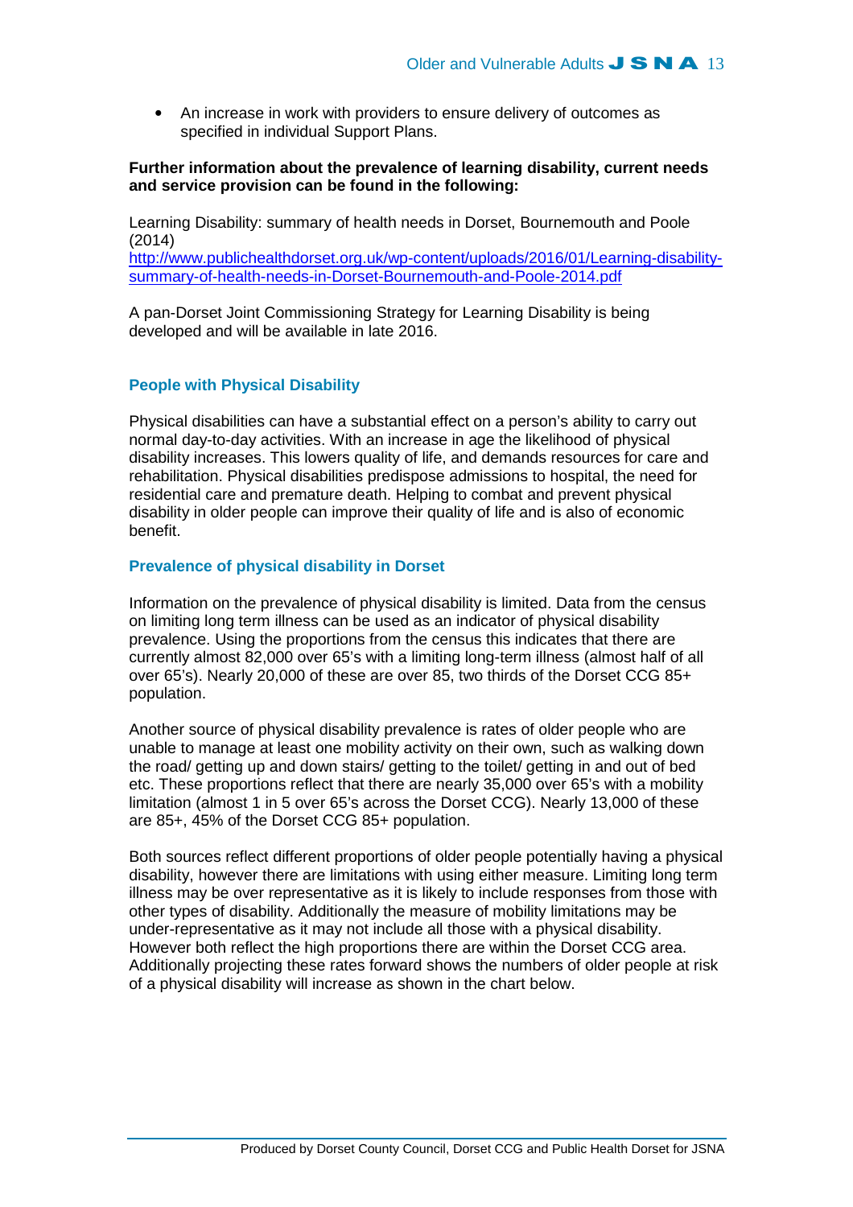- An increase in work with providers to ensure delivery of outcomes as specified in individual Support Plans.

**Further information about the prevalence of learning disability, current needs and service provision can be found in the following:**

Learning Disability: summary of health needs in Dorset, Bournemouth and Poole (2014)
[http://www.publichealthdorset.org.uk/wp-content/uploads/2016/01/Learning-disability-summary-of-health-needs-in-Dorset-Bournemouth-and-Poole-2014.pdf](http://www.publichealthdorset.org.uk/wp-content/uploads/2016/01/Learning-disability-summary-of-health-needs-in-Dorset-Bournemouth-and-Poole-2014.pdf)

A pan-Dorset Joint Commissioning Strategy for Learning Disability is being developed and will be available in late 2016.

## People with Physical Disability

Physical disabilities can have a substantial effect on a person's ability to carry out normal day-to-day activities. With an increase in age the likelihood of physical disability increases. This lowers quality of life, and demands resources for care and rehabilitation. Physical disabilities predispose admissions to hospital, the need for residential care and premature death. Helping to combat and prevent physical disability in older people can improve their quality of life and is also of economic benefit.

### Prevalence of physical disability in Dorset

Information on the prevalence of physical disability is limited. Data from the census on limiting long term illness can be used as an indicator of physical disability prevalence. Using the proportions from the census this indicates that there are currently almost 82,000 over 65's with a limiting long-term illness (almost half of all over 65's). Nearly 20,000 of these are over 85, two thirds of the Dorset CCG 85+ population.

Another source of physical disability prevalence is rates of older people who are unable to manage at least one mobility activity on their own, such as walking down the road/ getting up and down stairs/ getting to the toilet/ getting in and out of bed etc. These proportions reflect that there are nearly 35,000 over 65's with a mobility limitation (almost 1 in 5 over 65's across the Dorset CCG). Nearly 13,000 of these are 85+, 45% of the Dorset CCG 85+ population.

Both sources reflect different proportions of older people potentially having a physical disability, however there are limitations with using either measure. Limiting long term illness may be over representative as it is likely to include responses from those with other types of disability. Additionally the measure of mobility limitations may be under-representative as it may not include all those with a physical disability. However both reflect the high proportions there are within the Dorset CCG area. Additionally projecting these rates forward shows the numbers of older people at risk of a physical disability will increase as shown in the chart below.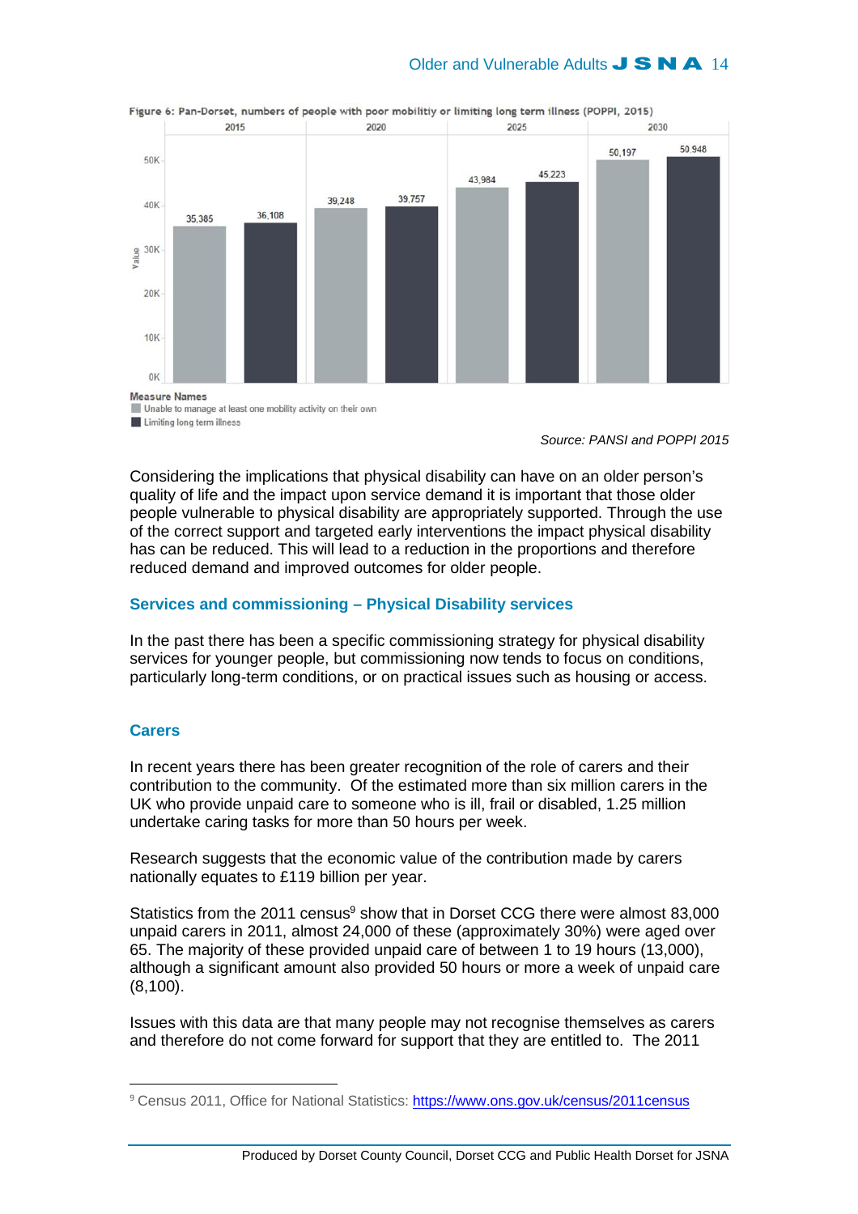Figure 6: Pan-Dorset, numbers of people with poor mobilitiy or limiting long term illness (POPPI, 2015)

| Year | Unable to manage at least one mobility activity on their own | Limiting long term illness |
|---|---|---|
| 2015 | 35,385 | 36,108 |
| 2020 | 39,248 | 39,757 |
| 2025 | 43,984 | 45,223 |
| 2030 | 50,197 | 50,948 |

*Source: PANSI and POPPI 2015*

Considering the implications that physical disability can have on an older person's quality of life and the impact upon service demand it is important that those older people vulnerable to physical disability are appropriately supported. Through the use of the correct support and targeted early interventions the impact physical disability has can be reduced. This will lead to a reduction in the proportions and therefore reduced demand and improved outcomes for older people.

## Services and commissioning – Physical Disability services

In the past there has been a specific commissioning strategy for physical disability services for younger people, but commissioning now tends to focus on conditions, particularly long-term conditions, or on practical issues such as housing or access.

## Carers

In recent years there has been greater recognition of the role of carers and their contribution to the community. Of the estimated more than six million carers in the UK who provide unpaid care to someone who is ill, frail or disabled, 1.25 million undertake caring tasks for more than 50 hours per week.

Research suggests that the economic value of the contribution made by carers nationally equates to £119 billion per year.

Statistics from the 2011 census[9] show that in Dorset CCG there were almost 83,000 unpaid carers in 2011, almost 24,000 of these (approximately 30%) were aged over 65. The majority of these provided unpaid care of between 1 to 19 hours (13,000), although a significant amount also provided 50 hours or more a week of unpaid care (8,100).

Issues with this data are that many people may not recognise themselves as carers and therefore do not come forward for support that they are entitled to. The 2011

[9] Census 2011, Office for National Statistics: https://www.ons.gov.uk/census/2011census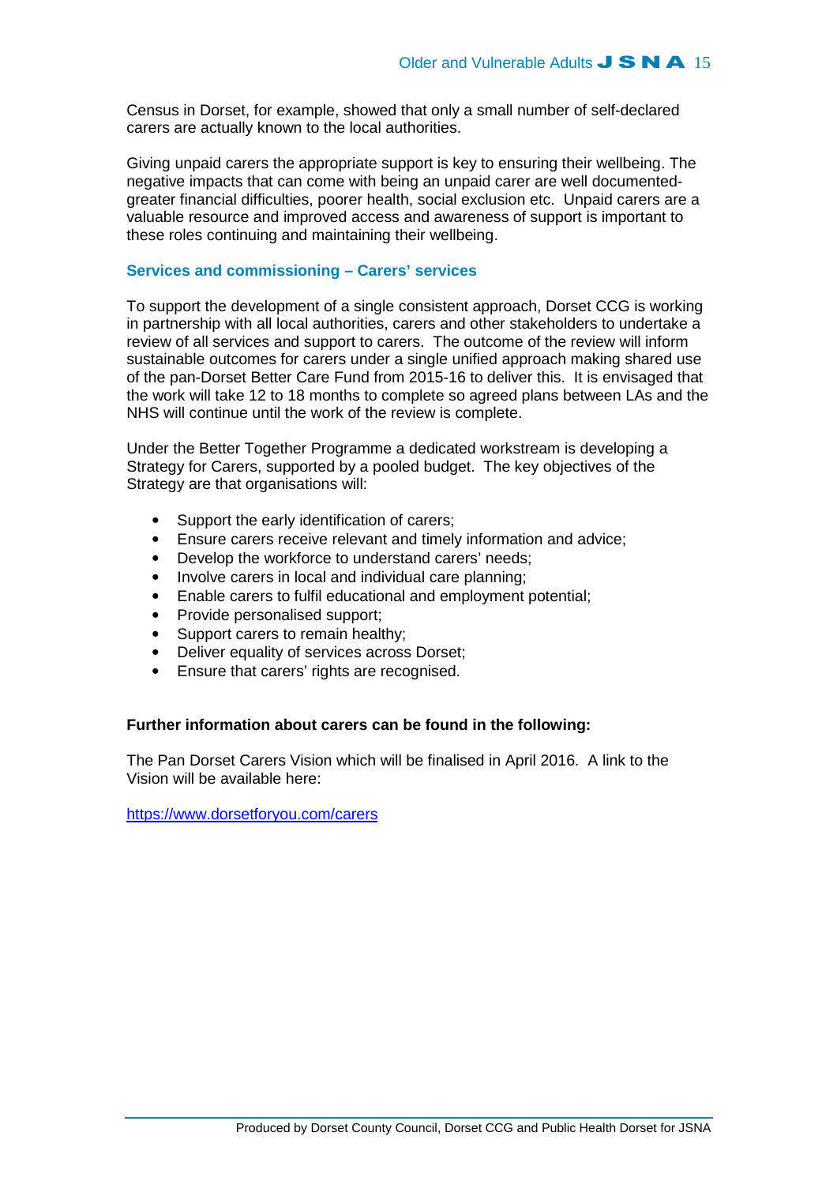Census in Dorset, for example, showed that only a small number of self-declared carers are actually known to the local authorities.

Giving unpaid carers the appropriate support is key to ensuring their wellbeing. The negative impacts that can come with being an unpaid carer are well documented-greater financial difficulties, poorer health, social exclusion etc. Unpaid carers are a valuable resource and improved access and awareness of support is important to these roles continuing and maintaining their wellbeing.

### Services and commissioning – Carers' services

To support the development of a single consistent approach, Dorset CCG is working in partnership with all local authorities, carers and other stakeholders to undertake a review of all services and support to carers. The outcome of the review will inform sustainable outcomes for carers under a single unified approach making shared use of the pan-Dorset Better Care Fund from 2015-16 to deliver this. It is envisaged that the work will take 12 to 18 months to complete so agreed plans between LAs and the NHS will continue until the work of the review is complete.

Under the Better Together Programme a dedicated workstream is developing a Strategy for Carers, supported by a pooled budget. The key objectives of the Strategy are that organisations will:

- Support the early identification of carers;
- Ensure carers receive relevant and timely information and advice;
- Develop the workforce to understand carers' needs;
- Involve carers in local and individual care planning;
- Enable carers to fulfil educational and employment potential;
- Provide personalised support;
- Support carers to remain healthy;
- Deliver equality of services across Dorset;
- Ensure that carers' rights are recognised.

**Further information about carers can be found in the following:**

The Pan Dorset Carers Vision which will be finalised in April 2016. A link to the Vision will be available here:

https://www.dorsetforyou.com/carers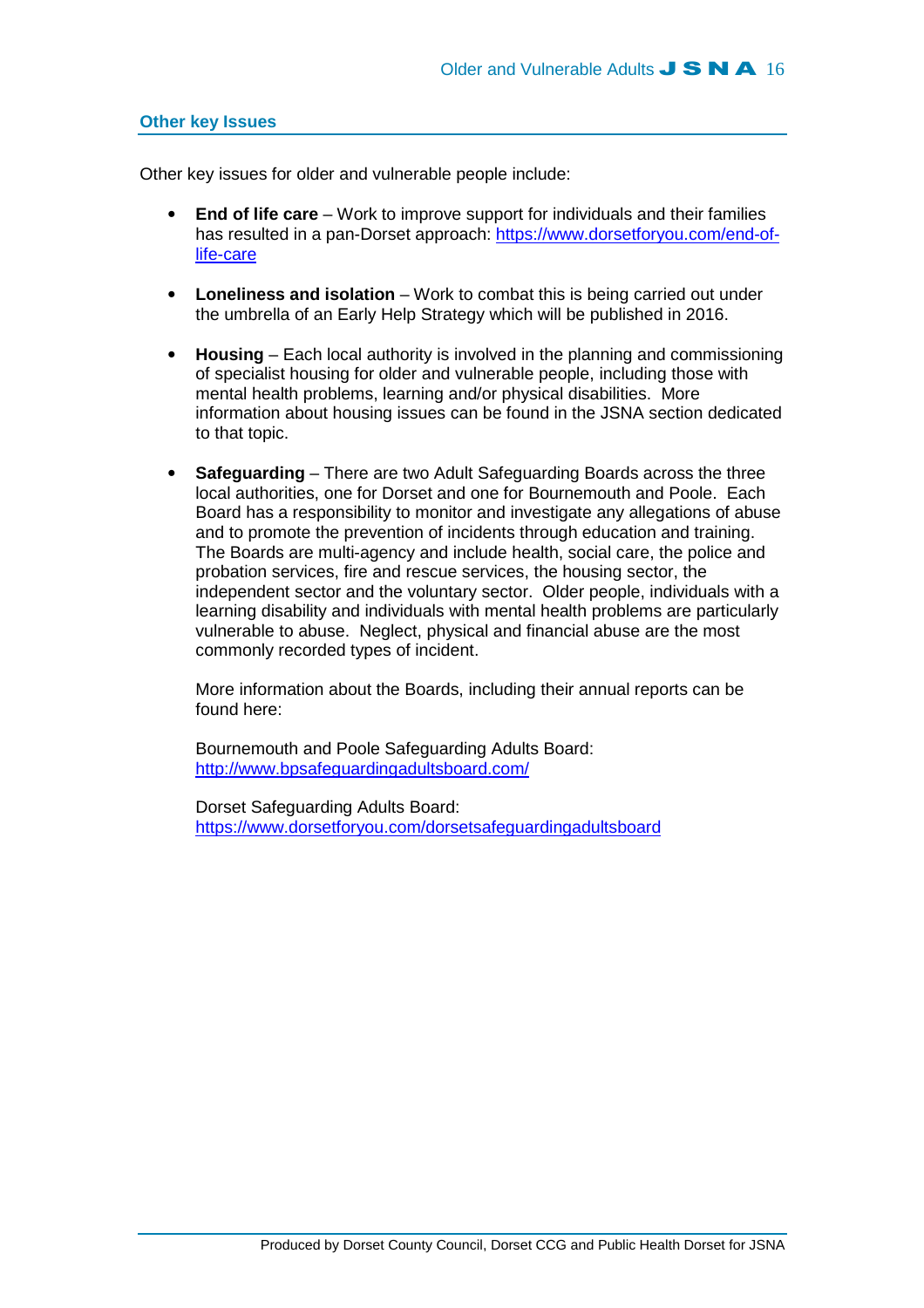## Other key Issues

Other key issues for older and vulnerable people include:

- **End of life care** – Work to improve support for individuals and their families has resulted in a pan-Dorset approach: https://www.dorsetforyou.com/end-of-life-care

- **Loneliness and isolation** – Work to combat this is being carried out under the umbrella of an Early Help Strategy which will be published in 2016.

- **Housing** – Each local authority is involved in the planning and commissioning of specialist housing for older and vulnerable people, including those with mental health problems, learning and/or physical disabilities. More information about housing issues can be found in the JSNA section dedicated to that topic.

- **Safeguarding** – There are two Adult Safeguarding Boards across the three local authorities, one for Dorset and one for Bournemouth and Poole. Each Board has a responsibility to monitor and investigate any allegations of abuse and to promote the prevention of incidents through education and training. The Boards are multi-agency and include health, social care, the police and probation services, fire and rescue services, the housing sector, the independent sector and the voluntary sector. Older people, individuals with a learning disability and individuals with mental health problems are particularly vulnerable to abuse. Neglect, physical and financial abuse are the most commonly recorded types of incident.

  More information about the Boards, including their annual reports can be found here:

  Bournemouth and Poole Safeguarding Adults Board: http://www.bpsafeguardingadultsboard.com/

  Dorset Safeguarding Adults Board: https://www.dorsetforyou.com/dorsetsafeguardingadultsboard